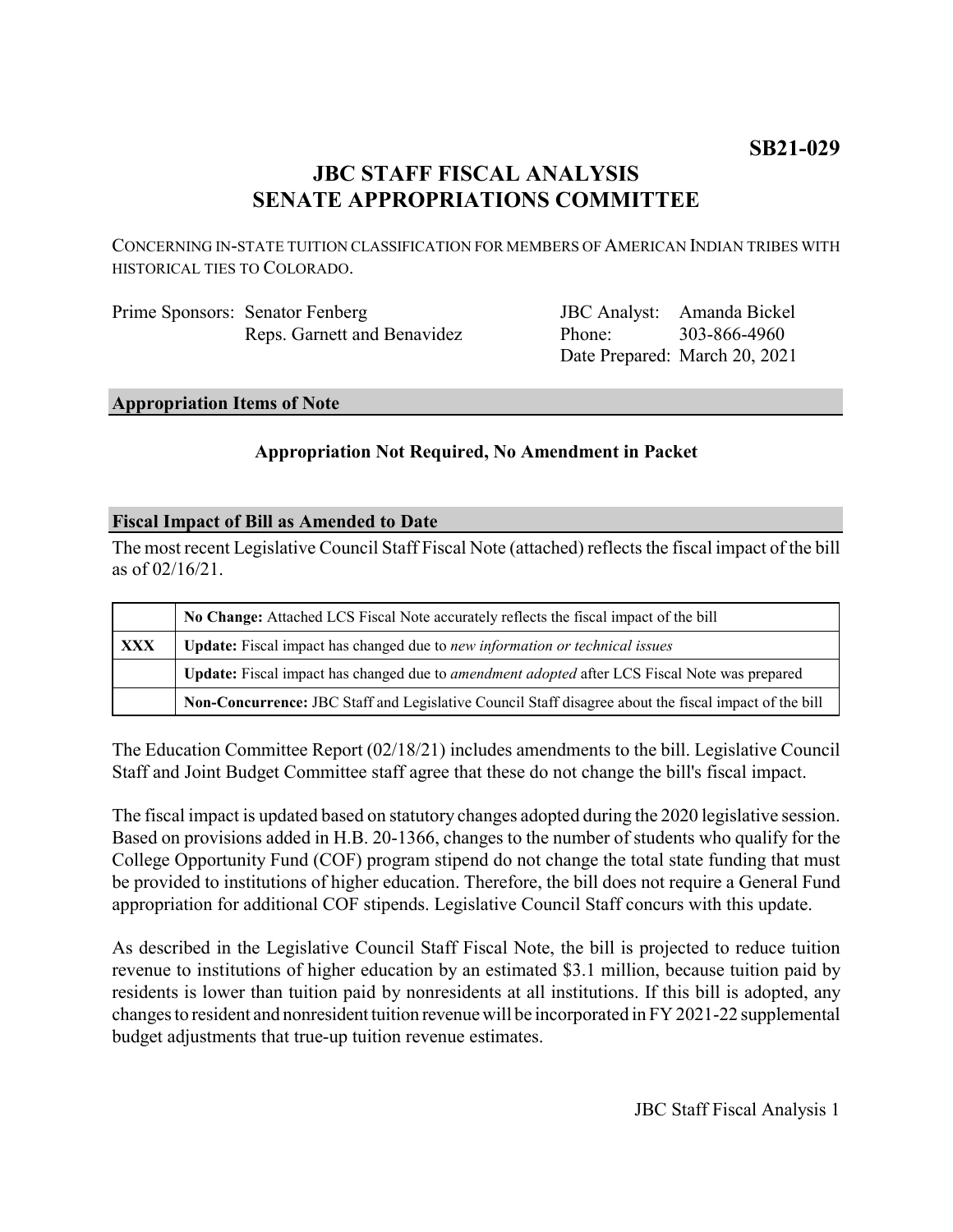**SB21-029**

# JBC STAFF FISCAL ANALYSIS
# SENATE APPROPRIATIONS COMMITTEE

CONCERNING IN-STATE TUITION CLASSIFICATION FOR MEMBERS OF AMERICAN INDIAN TRIBES WITH HISTORICAL TIES TO COLORADO.

| | |
|---|---|
| Prime Sponsors: Senator Fenberg<br>Reps. Garnett and Benavidez | JBC Analyst: Amanda Bickel<br>Phone: 303-866-4960<br>Date Prepared: March 20, 2021 |

## Appropriation Items of Note

**Appropriation Not Required, No Amendment in Packet**

## Fiscal Impact of Bill as Amended to Date

The most recent Legislative Council Staff Fiscal Note (attached) reflects the fiscal impact of the bill as of 02/16/21.

| | |
|---|---|
| | **No Change:** Attached LCS Fiscal Note accurately reflects the fiscal impact of the bill |
| **XXX** | **Update:** Fiscal impact has changed due to *new information or technical issues* |
| | **Update:** Fiscal impact has changed due to *amendment adopted* after LCS Fiscal Note was prepared |
| | **Non-Concurrence:** JBC Staff and Legislative Council Staff disagree about the fiscal impact of the bill |

The Education Committee Report (02/18/21) includes amendments to the bill. Legislative Council Staff and Joint Budget Committee staff agree that these do not change the bill's fiscal impact.

The fiscal impact is updated based on statutory changes adopted during the 2020 legislative session. Based on provisions added in H.B. 20-1366, changes to the number of students who qualify for the College Opportunity Fund (COF) program stipend do not change the total state funding that must be provided to institutions of higher education. Therefore, the bill does not require a General Fund appropriation for additional COF stipends. Legislative Council Staff concurs with this update.

As described in the Legislative Council Staff Fiscal Note, the bill is projected to reduce tuition revenue to institutions of higher education by an estimated $3.1 million, because tuition paid by residents is lower than tuition paid by nonresidents at all institutions. If this bill is adopted, any changes to resident and nonresident tuition revenue will be incorporated in FY 2021-22 supplemental budget adjustments that true-up tuition revenue estimates.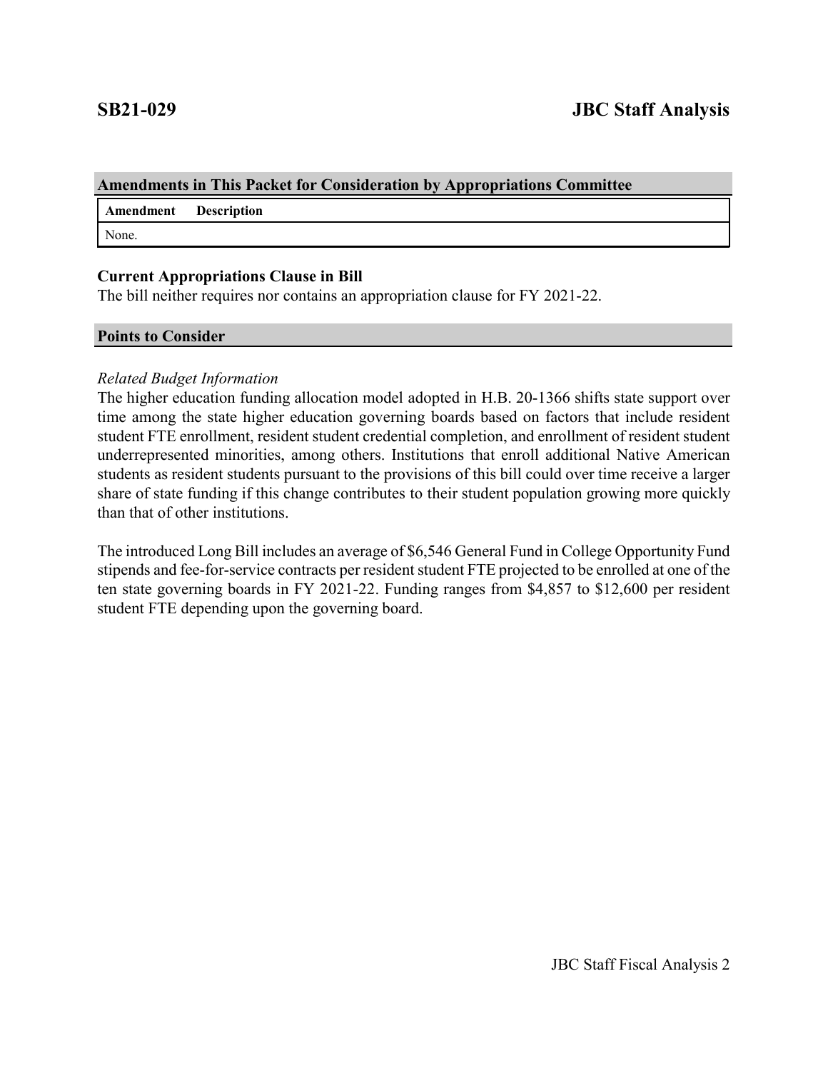## Amendments in This Packet for Consideration by Appropriations Committee

| Amendment | Description |
| --- | --- |
| None. | |

### Current Appropriations Clause in Bill

The bill neither requires nor contains an appropriation clause for FY 2021-22.

## Points to Consider

*Related Budget Information*

The higher education funding allocation model adopted in H.B. 20-1366 shifts state support over time among the state higher education governing boards based on factors that include resident student FTE enrollment, resident student credential completion, and enrollment of resident student underrepresented minorities, among others. Institutions that enroll additional Native American students as resident students pursuant to the provisions of this bill could over time receive a larger share of state funding if this change contributes to their student population growing more quickly than that of other institutions.

The introduced Long Bill includes an average of $6,546 General Fund in College Opportunity Fund stipends and fee-for-service contracts per resident student FTE projected to be enrolled at one of the ten state governing boards in FY 2021-22. Funding ranges from $4,857 to $12,600 per resident student FTE depending upon the governing board.